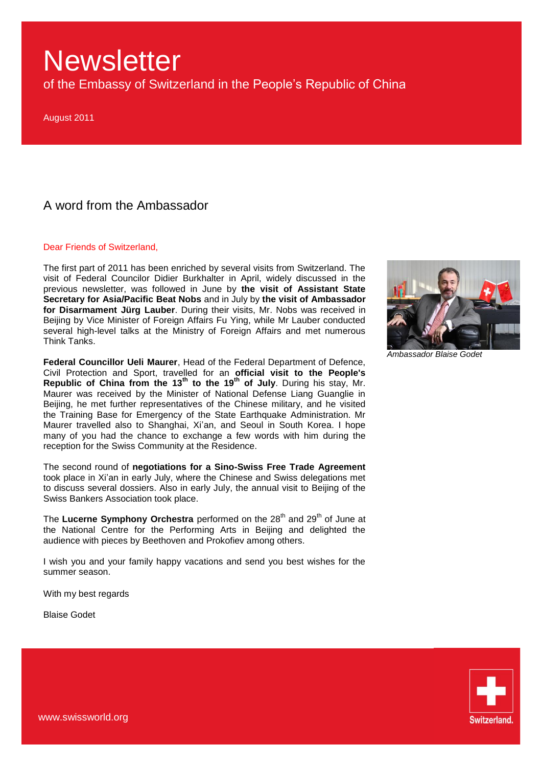# Newsletter

of the Embassy of Switzerland in the People's Republic of China

August 2011

## A word from the Ambassador

Dear Friends of Switzerland,

The first part of 2011 has been enriched by several visits from Switzerland. The visit of Federal Councilor Didier Burkhalter in April, widely discussed in the previous newsletter, was followed in June by **the visit of Assistant State Secretary for Asia/Pacific Beat Nobs** and in July by **the visit of Ambassador for Disarmament Jürg Lauber**. During their visits, Mr. Nobs was received in Beijing by Vice Minister of Foreign Affairs Fu Ying, while Mr Lauber conducted several high-level talks at the Ministry of Foreign Affairs and met numerous Think Tanks.

*Ambassador Blaise Godet*

**Federal Councillor Ueli Maurer**, Head of the Federal Department of Defence, Civil Protection and Sport, travelled for an **official visit to the People's Republic of China from the 13th to the 19th of July**. During his stay, Mr. Maurer was received by the Minister of National Defense Liang Guanglie in Beijing, he met further representatives of the Chinese military, and he visited the Training Base for Emergency of the State Earthquake Administration. Mr Maurer travelled also to Shanghai, Xi'an, and Seoul in South Korea. I hope many of you had the chance to exchange a few words with him during the reception for the Swiss Community at the Residence.

The second round of **negotiations for a Sino-Swiss Free Trade Agreement** took place in Xi'an in early July, where the Chinese and Swiss delegations met to discuss several dossiers. Also in early July, the annual visit to Beijing of the Swiss Bankers Association took place.

The **Lucerne Symphony Orchestra** performed on the 28th and 29th of June at the National Centre for the Performing Arts in Beijing and delighted the audience with pieces by Beethoven and Prokofiev among others.

I wish you and your family happy vacations and send you best wishes for the summer season.

With my best regards

Blaise Godet

www.swissworld.org

Switzerland.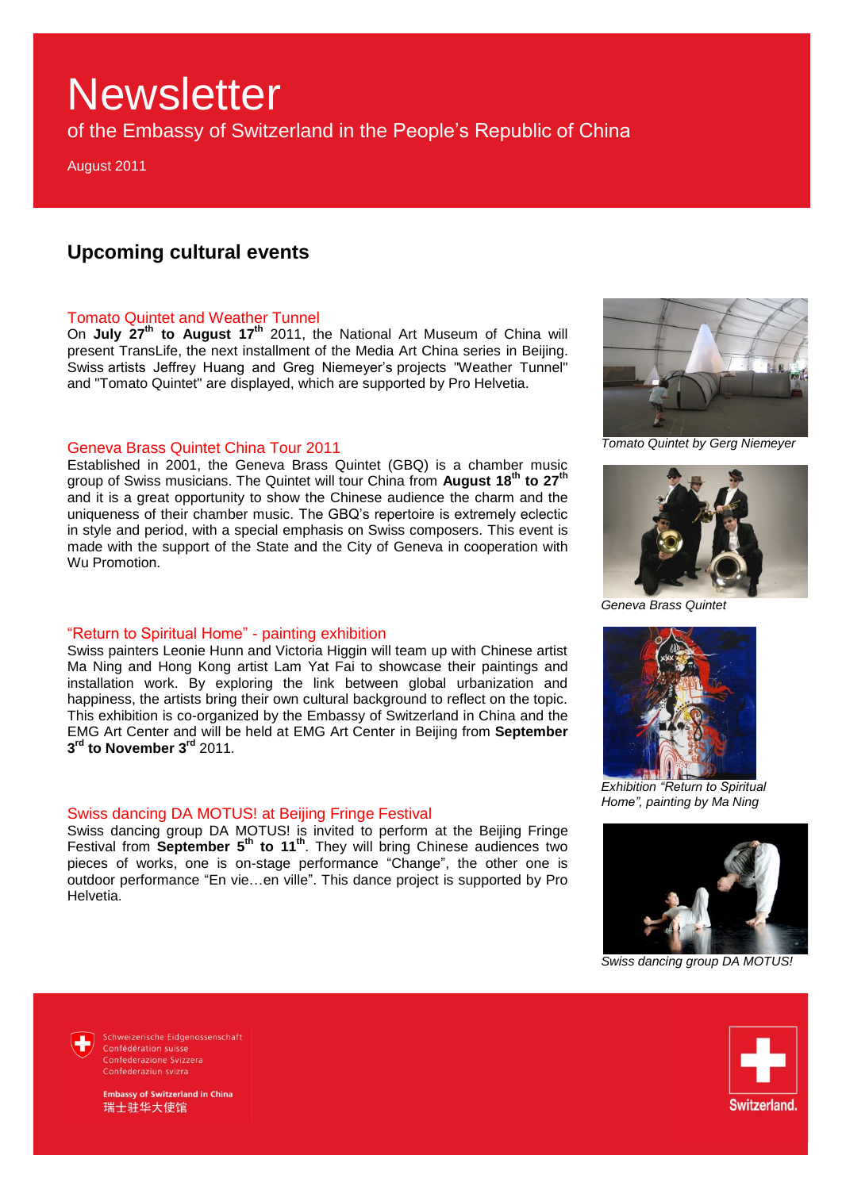# Newsletter

of the Embassy of Switzerland in the People's Republic of China

August 2011

## Upcoming cultural events

### Tomato Quintet and Weather Tunnel

On **July 27th to August 17th** 2011, the National Art Museum of China will present TransLife, the next installment of the Media Art China series in Beijing. Swiss artists Jeffrey Huang and Greg Niemeyer's projects "Weather Tunnel" and "Tomato Quintet" are displayed, which are supported by Pro Helvetia.

*Tomato Quintet by Gerg Niemeyer*

### Geneva Brass Quintet China Tour 2011

Established in 2001, the Geneva Brass Quintet (GBQ) is a chamber music group of Swiss musicians. The Quintet will tour China from **August 18th to 27th** and it is a great opportunity to show the Chinese audience the charm and the uniqueness of their chamber music. The GBQ's repertoire is extremely eclectic in style and period, with a special emphasis on Swiss composers. This event is made with the support of the State and the City of Geneva in cooperation with Wu Promotion.

*Geneva Brass Quintet*

### "Return to Spiritual Home" - painting exhibition

Swiss painters Leonie Hunn and Victoria Higgin will team up with Chinese artist Ma Ning and Hong Kong artist Lam Yat Fai to showcase their paintings and installation work. By exploring the link between global urbanization and happiness, the artists bring their own cultural background to reflect on the topic. This exhibition is co-organized by the Embassy of Switzerland in China and the EMG Art Center and will be held at EMG Art Center in Beijing from **September 3rd to November 3rd** 2011.

*Exhibition "Return to Spiritual Home", painting by Ma Ning*

### Swiss dancing DA MOTUS! at Beijing Fringe Festival

Swiss dancing group DA MOTUS! is invited to perform at the Beijing Fringe Festival from **September 5th to 11th**. They will bring Chinese audiences two pieces of works, one is on-stage performance "Change", the other one is outdoor performance "En vie…en ville". This dance project is supported by Pro Helvetia.

*Swiss dancing group DA MOTUS!*

Schweizerische Eidgenossenschaft
Confédération suisse
Confederazione Svizzera
Confederaziun svizra

**Embassy of Switzerland in China**
瑞士驻华大使馆

Switzerland.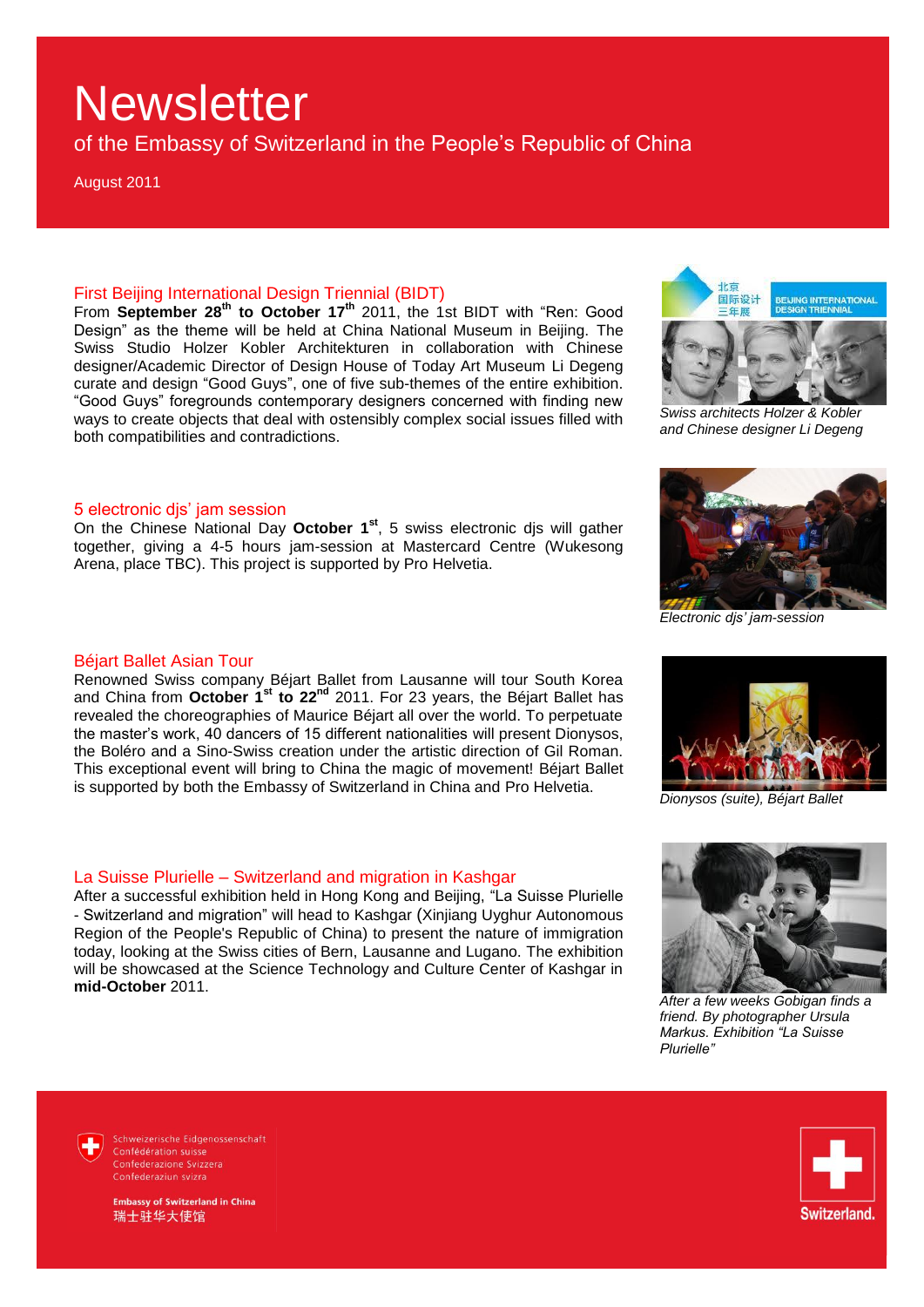# Newsletter

of the Embassy of Switzerland in the People's Republic of China

August 2011

## First Beijing International Design Triennial (BIDT)

From **September 28th to October 17th** 2011, the 1st BIDT with "Ren: Good Design" as the theme will be held at China National Museum in Beijing. The Swiss Studio Holzer Kobler Architekturen in collaboration with Chinese designer/Academic Director of Design House of Today Art Museum Li Degeng curate and design "Good Guys", one of five sub-themes of the entire exhibition. "Good Guys" foregrounds contemporary designers concerned with finding new ways to create objects that deal with ostensibly complex social issues filled with both compatibilities and contradictions.

*Swiss architects Holzer & Kobler and Chinese designer Li Degeng*

## 5 electronic djs' jam session

On the Chinese National Day **October 1st**, 5 swiss electronic djs will gather together, giving a 4-5 hours jam-session at Mastercard Centre (Wukesong Arena, place TBC). This project is supported by Pro Helvetia.

*Electronic djs' jam-session*

## Béjart Ballet Asian Tour

Renowned Swiss company Béjart Ballet from Lausanne will tour South Korea and China from **October 1st to 22nd** 2011. For 23 years, the Béjart Ballet has revealed the choreographies of Maurice Béjart all over the world. To perpetuate the master's work, 40 dancers of 15 different nationalities will present Dionysos, the Boléro and a Sino-Swiss creation under the artistic direction of Gil Roman. This exceptional event will bring to China the magic of movement! Béjart Ballet is supported by both the Embassy of Switzerland in China and Pro Helvetia.

*Dionysos (suite), Béjart Ballet*

## La Suisse Plurielle – Switzerland and migration in Kashgar

After a successful exhibition held in Hong Kong and Beijing, "La Suisse Plurielle - Switzerland and migration" will head to Kashgar (Xinjiang Uyghur Autonomous Region of the People's Republic of China) to present the nature of immigration today, looking at the Swiss cities of Bern, Lausanne and Lugano. The exhibition will be showcased at the Science Technology and Culture Center of Kashgar in **mid-October** 2011.

*After a few weeks Gobigan finds a friend. By photographer Ursula Markus. Exhibition "La Suisse Plurielle"*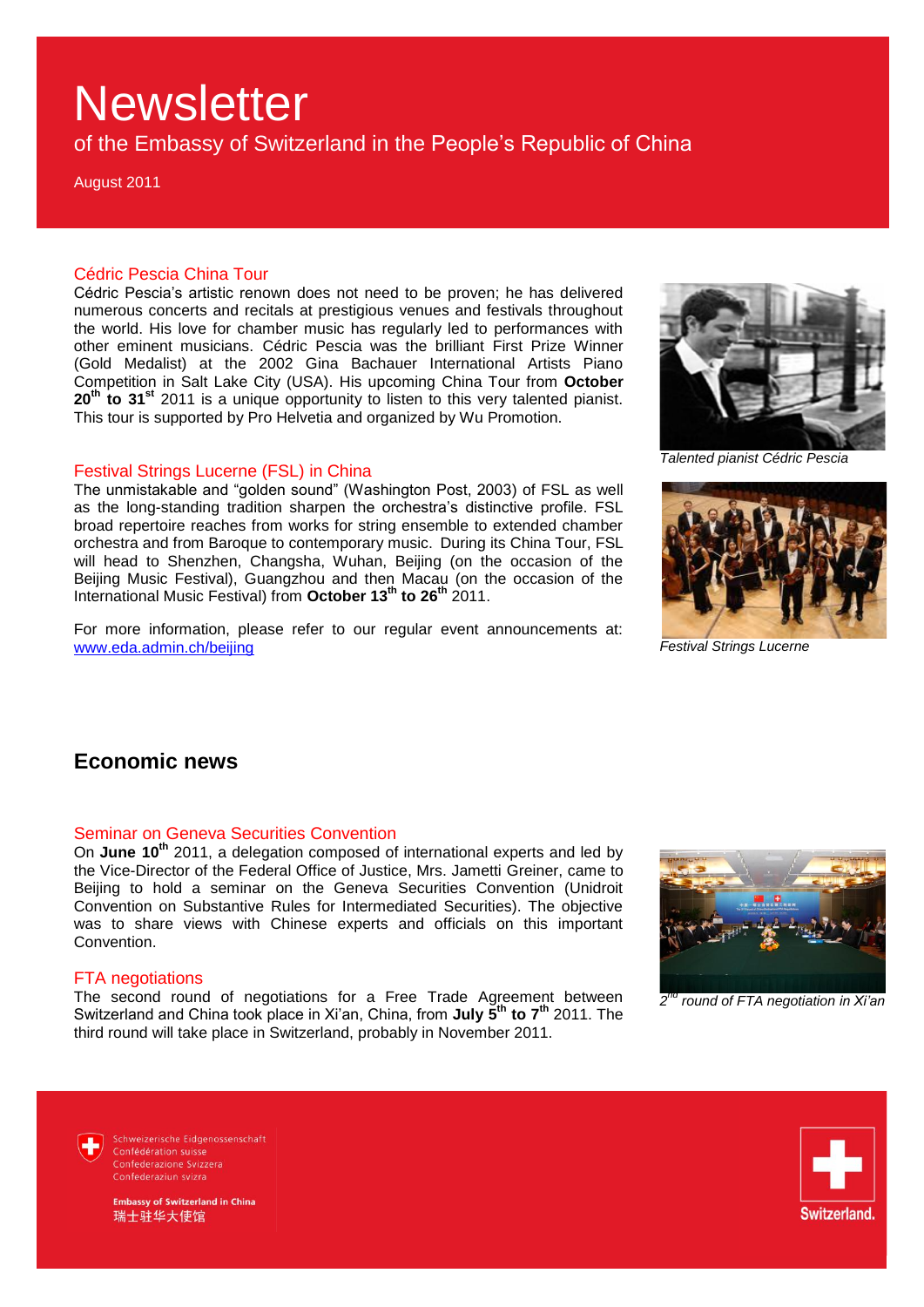# Newsletter

of the Embassy of Switzerland in the People's Republic of China

August 2011

### Cédric Pescia China Tour

Cédric Pescia's artistic renown does not need to be proven; he has delivered numerous concerts and recitals at prestigious venues and festivals throughout the world. His love for chamber music has regularly led to performances with other eminent musicians. Cédric Pescia was the brilliant First Prize Winner (Gold Medalist) at the 2002 Gina Bachauer International Artists Piano Competition in Salt Lake City (USA). His upcoming China Tour from **October 20th to 31st** 2011 is a unique opportunity to listen to this very talented pianist. This tour is supported by Pro Helvetia and organized by Wu Promotion.

*Talented pianist Cédric Pescia*

### Festival Strings Lucerne (FSL) in China

The unmistakable and "golden sound" (Washington Post, 2003) of FSL as well as the long-standing tradition sharpen the orchestra's distinctive profile. FSL broad repertoire reaches from works for string ensemble to extended chamber orchestra and from Baroque to contemporary music. During its China Tour, FSL will head to Shenzhen, Changsha, Wuhan, Beijing (on the occasion of the Beijing Music Festival), Guangzhou and then Macau (on the occasion of the International Music Festival) from **October 13th to 26th** 2011.

For more information, please refer to our regular event announcements at: [www.eda.admin.ch/beijing](www.eda.admin.ch/beijing)

*Festival Strings Lucerne*

## Economic news

### Seminar on Geneva Securities Convention

On **June 10th** 2011, a delegation composed of international experts and led by the Vice-Director of the Federal Office of Justice, Mrs. Jametti Greiner, came to Beijing to hold a seminar on the Geneva Securities Convention (Unidroit Convention on Substantive Rules for Intermediated Securities). The objective was to share views with Chinese experts and officials on this important Convention.

### FTA negotiations

The second round of negotiations for a Free Trade Agreement between Switzerland and China took place in Xi'an, China, from **July 5th to 7th** 2011. The third round will take place in Switzerland, probably in November 2011.

*2nd round of FTA negotiation in Xi'an*

Schweizerische Eidgenossenschaft
Confédération suisse
Confederazione Svizzera
Confederaziun svizra

**Embassy of Switzerland in China**
瑞士驻华大使馆

Switzerland.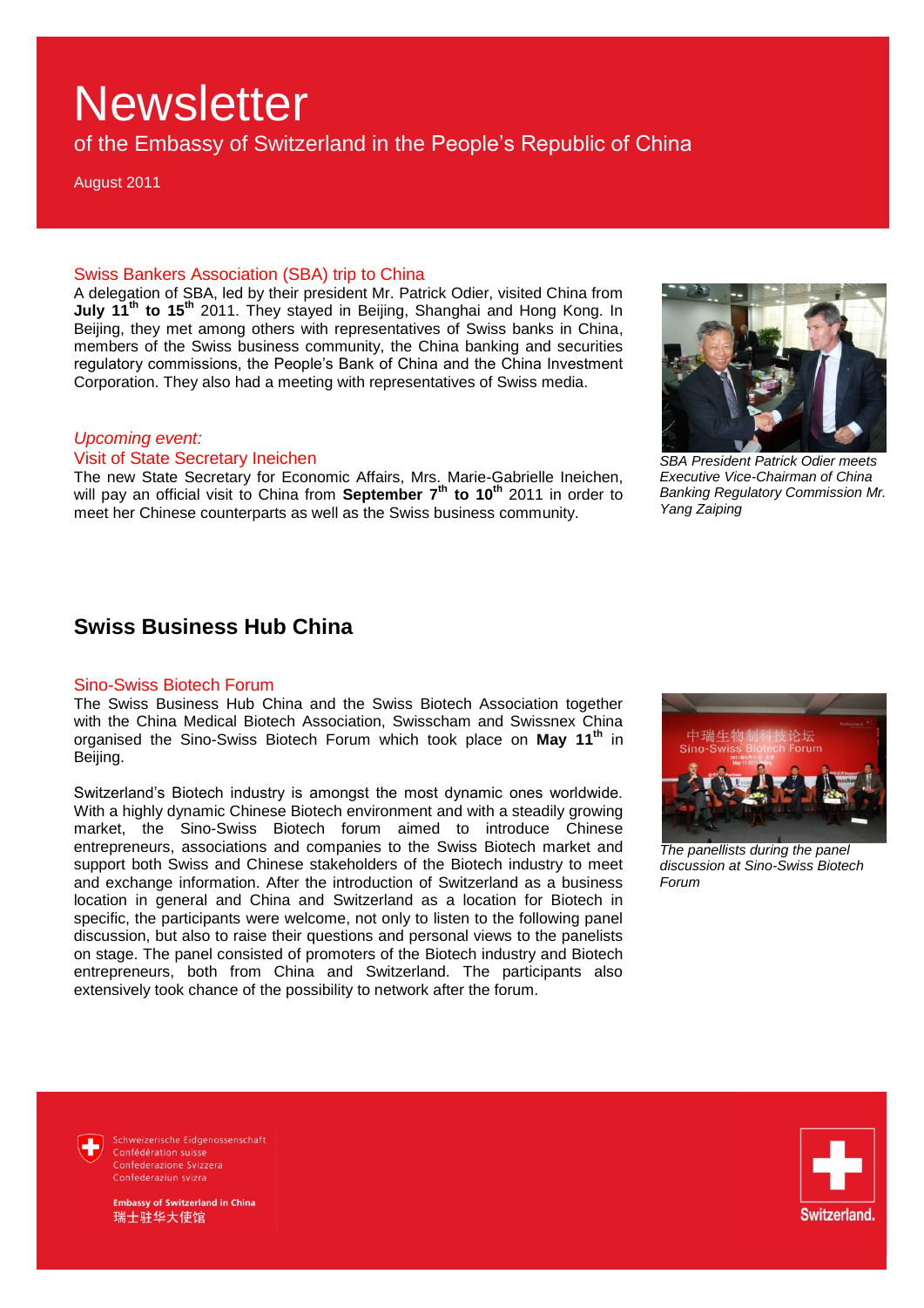# Newsletter

of the Embassy of Switzerland in the People's Republic of China

August 2011

### Swiss Bankers Association (SBA) trip to China

A delegation of SBA, led by their president Mr. Patrick Odier, visited China from **July 11th to 15th** 2011. They stayed in Beijing, Shanghai and Hong Kong. In Beijing, they met among others with representatives of Swiss banks in China, members of the Swiss business community, the China banking and securities regulatory commissions, the People's Bank of China and the China Investment Corporation. They also had a meeting with representatives of Swiss media.

*SBA President Patrick Odier meets Executive Vice-Chairman of China Banking Regulatory Commission Mr. Yang Zaiping*

### *Upcoming event:*
### Visit of State Secretary Ineichen

The new State Secretary for Economic Affairs, Mrs. Marie-Gabrielle Ineichen, will pay an official visit to China from **September 7th to 10th** 2011 in order to meet her Chinese counterparts as well as the Swiss business community.

## Swiss Business Hub China

### Sino-Swiss Biotech Forum

The Swiss Business Hub China and the Swiss Biotech Association together with the China Medical Biotech Association, Swisscham and Swissnex China organised the Sino-Swiss Biotech Forum which took place on **May 11th** in Beijing.

Switzerland's Biotech industry is amongst the most dynamic ones worldwide. With a highly dynamic Chinese Biotech environment and with a steadily growing market, the Sino-Swiss Biotech forum aimed to introduce Chinese entrepreneurs, associations and companies to the Swiss Biotech market and support both Swiss and Chinese stakeholders of the Biotech industry to meet and exchange information. After the introduction of Switzerland as a business location in general and China and Switzerland as a location for Biotech in specific, the participants were welcome, not only to listen to the following panel discussion, but also to raise their questions and personal views to the panelists on stage. The panel consisted of promoters of the Biotech industry and Biotech entrepreneurs, both from China and Switzerland. The participants also extensively took chance of the possibility to network after the forum.

*The panellists during the panel discussion at Sino-Swiss Biotech Forum*

Schweizerische Eidgenossenschaft
Confédération suisse
Confederazione Svizzera
Confederaziun svizra

**Embassy of Switzerland in China**
瑞士驻华大使馆

Switzerland.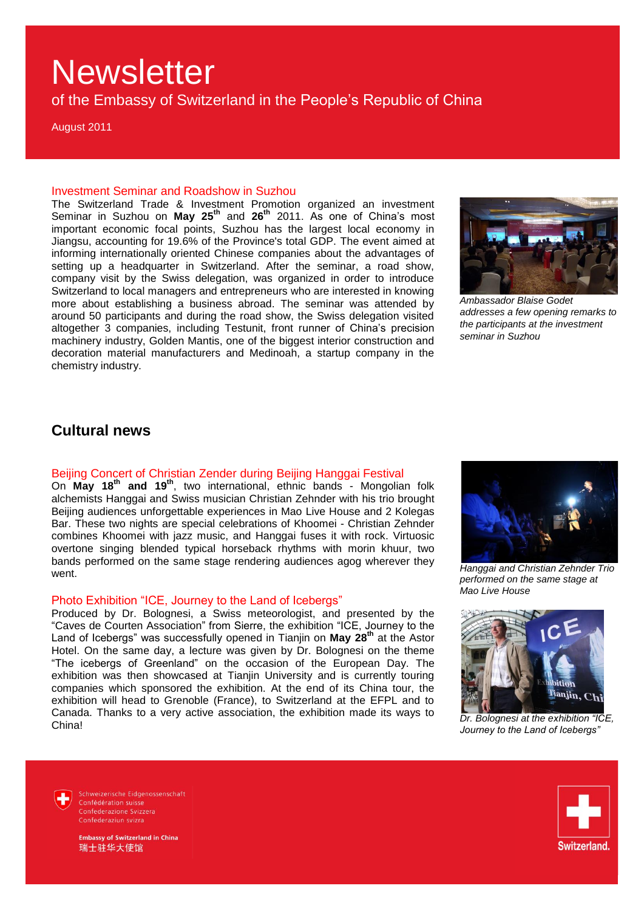# Newsletter

of the Embassy of Switzerland in the People's Republic of China

August 2011

### Investment Seminar and Roadshow in Suzhou

The Switzerland Trade & Investment Promotion organized an investment Seminar in Suzhou on **May 25th** and **26th** 2011. As one of China's most important economic focal points, Suzhou has the largest local economy in Jiangsu, accounting for 19.6% of the Province's total GDP. The event aimed at informing internationally oriented Chinese companies about the advantages of setting up a headquarter in Switzerland. After the seminar, a road show, company visit by the Swiss delegation, was organized in order to introduce Switzerland to local managers and entrepreneurs who are interested in knowing more about establishing a business abroad. The seminar was attended by around 50 participants and during the road show, the Swiss delegation visited altogether 3 companies, including Testunit, front runner of China's precision machinery industry, Golden Mantis, one of the biggest interior construction and decoration material manufacturers and Medinoah, a startup company in the chemistry industry.

*Ambassador Blaise Godet addresses a few opening remarks to the participants at the investment seminar in Suzhou*

## Cultural news

### Beijing Concert of Christian Zender during Beijing Hanggai Festival

On **May 18th and 19th**, two international, ethnic bands - Mongolian folk alchemists Hanggai and Swiss musician Christian Zehnder with his trio brought Beijing audiences unforgettable experiences in Mao Live House and 2 Kolegas Bar. These two nights are special celebrations of Khoomei - Christian Zehnder combines Khoomei with jazz music, and Hanggai fuses it with rock. Virtuosic overtone singing blended typical horseback rhythms with morin khuur, two bands performed on the same stage rendering audiences agog wherever they went.

*Hanggai and Christian Zehnder Trio performed on the same stage at Mao Live House*

### Photo Exhibition "ICE, Journey to the Land of Icebergs"

Produced by Dr. Bolognesi, a Swiss meteorologist, and presented by the "Caves de Courten Association" from Sierre, the exhibition "ICE, Journey to the Land of Icebergs" was successfully opened in Tianjin on **May 28th** at the Astor Hotel. On the same day, a lecture was given by Dr. Bolognesi on the theme "The icebergs of Greenland" on the occasion of the European Day. The exhibition was then showcased at Tianjin University and is currently touring companies which sponsored the exhibition. At the end of its China tour, the exhibition will head to Grenoble (France), to Switzerland at the EFPL and to Canada. Thanks to a very active association, the exhibition made its ways to China!

*Dr. Bolognesi at the exhibition "ICE, Journey to the Land of Icebergs"*

Schweizerische Eidgenossenschaft
Confédération suisse
Confederazione Svizzera
Confederaziun svizra

**Embassy of Switzerland in China**
瑞士驻华大使馆

Switzerland.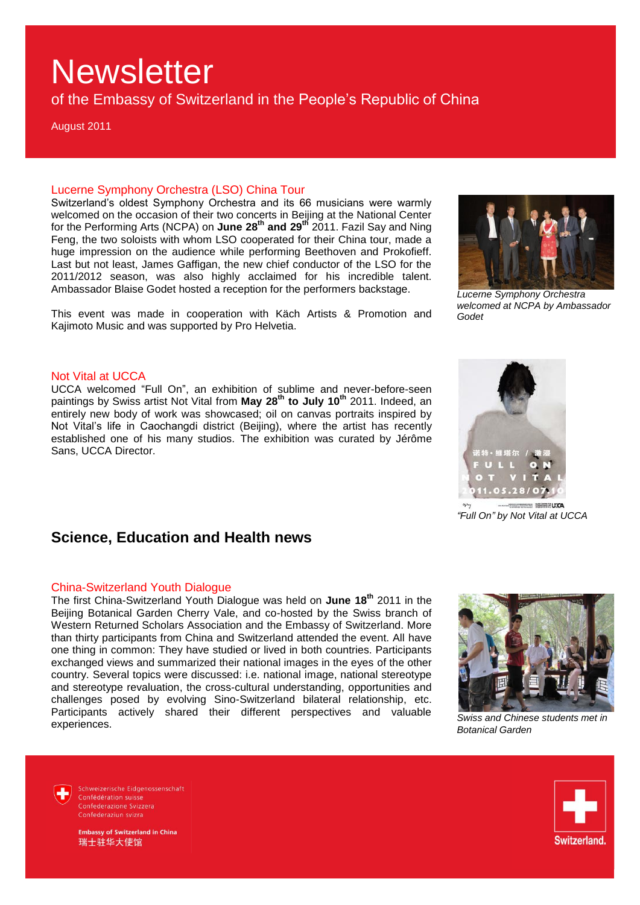# Newsletter

of the Embassy of Switzerland in the People's Republic of China

August 2011

### Lucerne Symphony Orchestra (LSO) China Tour

Switzerland's oldest Symphony Orchestra and its 66 musicians were warmly welcomed on the occasion of their two concerts in Beijing at the National Center for the Performing Arts (NCPA) on **June 28th and 29th** 2011. Fazil Say and Ning Feng, the two soloists with whom LSO cooperated for their China tour, made a huge impression on the audience while performing Beethoven and Prokofieff. Last but not least, James Gaffigan, the new chief conductor of the LSO for the 2011/2012 season, was also highly acclaimed for his incredible talent. Ambassador Blaise Godet hosted a reception for the performers backstage.

This event was made in cooperation with Käch Artists & Promotion and Kajimoto Music and was supported by Pro Helvetia.

*Lucerne Symphony Orchestra welcomed at NCPA by Ambassador Godet*

### Not Vital at UCCA

UCCA welcomed "Full On", an exhibition of sublime and never-before-seen paintings by Swiss artist Not Vital from **May 28th to July 10th** 2011. Indeed, an entirely new body of work was showcased; oil on canvas portraits inspired by Not Vital's life in Caochangdi district (Beijing), where the artist has recently established one of his many studios. The exhibition was curated by Jérôme Sans, UCCA Director.

*"Full On" by Not Vital at UCCA*

## Science, Education and Health news

### China-Switzerland Youth Dialogue

The first China-Switzerland Youth Dialogue was held on **June 18th** 2011 in the Beijing Botanical Garden Cherry Vale, and co-hosted by the Swiss branch of Western Returned Scholars Association and the Embassy of Switzerland. More than thirty participants from China and Switzerland attended the event. All have one thing in common: They have studied or lived in both countries. Participants exchanged views and summarized their national images in the eyes of the other country. Several topics were discussed: i.e. national image, national stereotype and stereotype revaluation, the cross-cultural understanding, opportunities and challenges posed by evolving Sino-Switzerland bilateral relationship, etc. Participants actively shared their different perspectives and valuable experiences.

*Swiss and Chinese students met in Botanical Garden*

Schweizerische Eidgenossenschaft
Confédération suisse
Confederazione Svizzera
Confederaziun svizra

**Embassy of Switzerland in China**
瑞士驻华大使馆

Switzerland.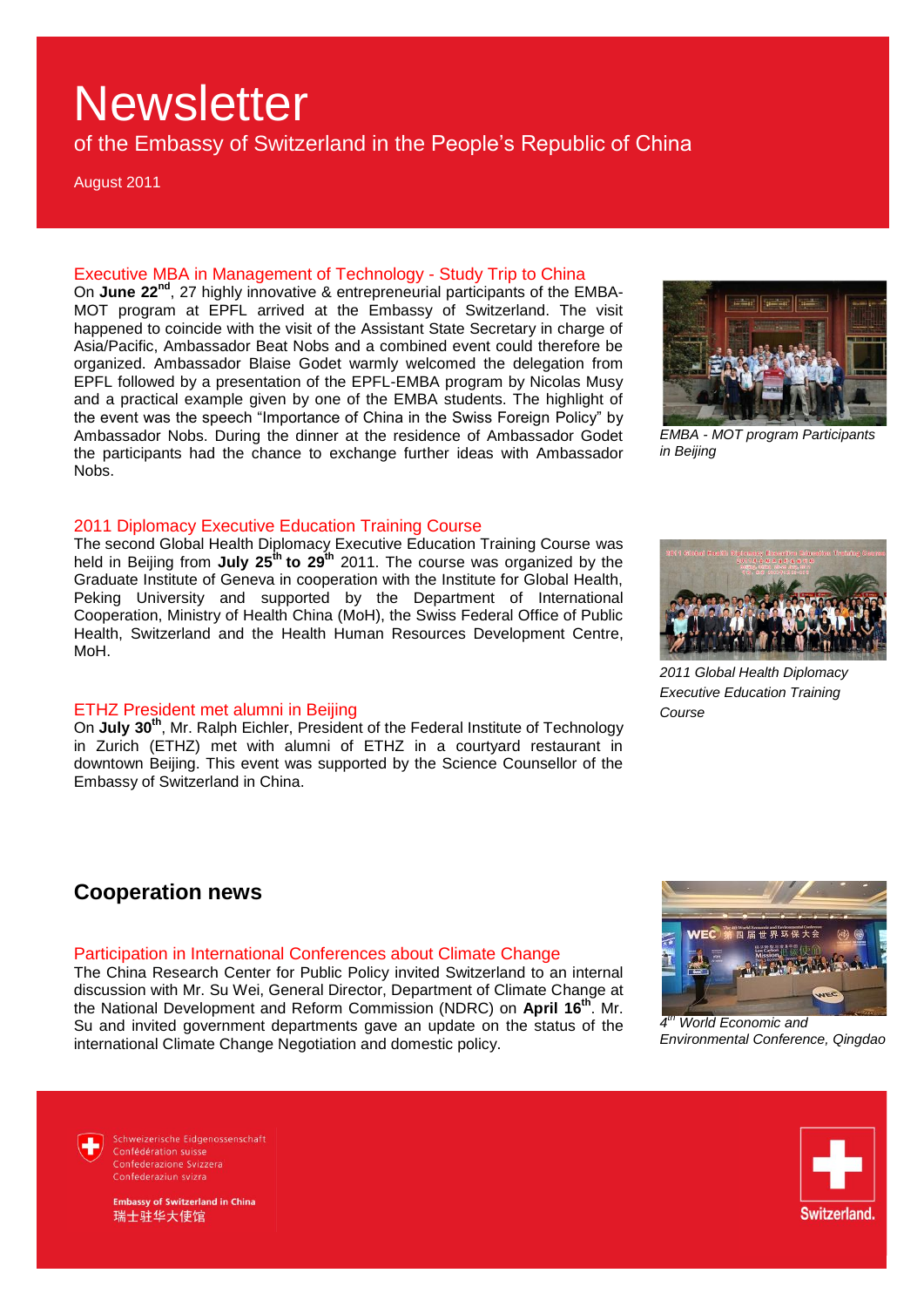# Newsletter

of the Embassy of Switzerland in the People's Republic of China

August 2011

### Executive MBA in Management of Technology - Study Trip to China

On **June 22nd**, 27 highly innovative & entrepreneurial participants of the EMBA-MOT program at EPFL arrived at the Embassy of Switzerland. The visit happened to coincide with the visit of the Assistant State Secretary in charge of Asia/Pacific, Ambassador Beat Nobs and a combined event could therefore be organized. Ambassador Blaise Godet warmly welcomed the delegation from EPFL followed by a presentation of the EPFL-EMBA program by Nicolas Musy and a practical example given by one of the EMBA students. The highlight of the event was the speech "Importance of China in the Swiss Foreign Policy" by Ambassador Nobs. During the dinner at the residence of Ambassador Godet the participants had the chance to exchange further ideas with Ambassador Nobs.

*EMBA - MOT program Participants in Beijing*

### 2011 Diplomacy Executive Education Training Course

The second Global Health Diplomacy Executive Education Training Course was held in Beijing from **July 25th to 29th** 2011. The course was organized by the Graduate Institute of Geneva in cooperation with the Institute for Global Health, Peking University and supported by the Department of International Cooperation, Ministry of Health China (MoH), the Swiss Federal Office of Public Health, Switzerland and the Health Human Resources Development Centre, MoH.

*2011 Global Health Diplomacy Executive Education Training Course*

### ETHZ President met alumni in Beijing

On **July 30th**, Mr. Ralph Eichler, President of the Federal Institute of Technology in Zurich (ETHZ) met with alumni of ETHZ in a courtyard restaurant in downtown Beijing. This event was supported by the Science Counsellor of the Embassy of Switzerland in China.

## Cooperation news

### Participation in International Conferences about Climate Change

The China Research Center for Public Policy invited Switzerland to an internal discussion with Mr. Su Wei, General Director, Department of Climate Change at the National Development and Reform Commission (NDRC) on **April 16th**. Mr. Su and invited government departments gave an update on the status of the international Climate Change Negotiation and domestic policy.

*4th World Economic and Environmental Conference, Qingdao*

Schweizerische Eidgenossenschaft
Confédération suisse
Confederazione Svizzera
Confederaziun svizra

**Embassy of Switzerland in China**
瑞士驻华大使馆

Switzerland.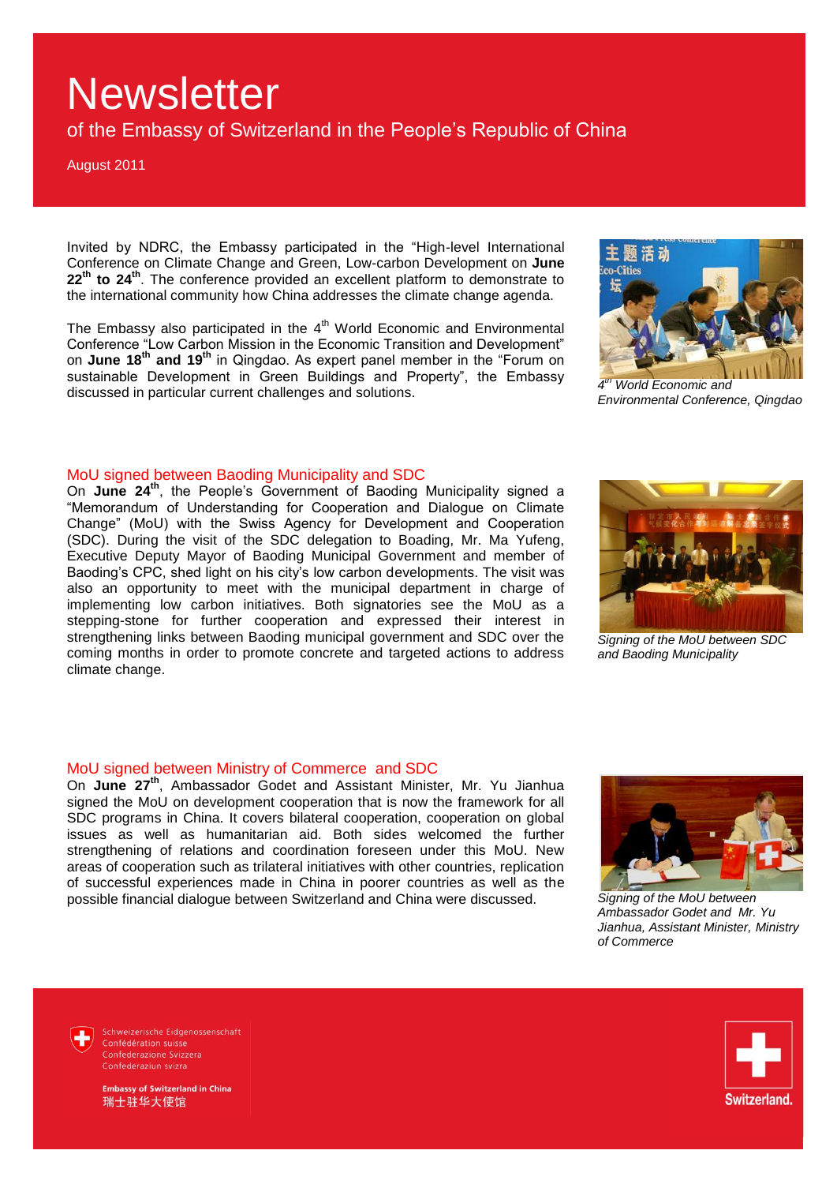Invited by NDRC, the Embassy participated in the "High-level International Conference on Climate Change and Green, Low-carbon Development on **June 22th to 24th**. The conference provided an excellent platform to demonstrate to the international community how China addresses the climate change agenda.

The Embassy also participated in the 4th World Economic and Environmental Conference "Low Carbon Mission in the Economic Transition and Development" on **June 18th and 19th** in Qingdao. As expert panel member in the "Forum on sustainable Development in Green Buildings and Property", the Embassy discussed in particular current challenges and solutions.

*4th World Economic and Environmental Conference, Qingdao*

## MoU signed between Baoding Municipality and SDC

On **June 24th**, the People's Government of Baoding Municipality signed a "Memorandum of Understanding for Cooperation and Dialogue on Climate Change" (MoU) with the Swiss Agency for Development and Cooperation (SDC). During the visit of the SDC delegation to Boading, Mr. Ma Yufeng, Executive Deputy Mayor of Baoding Municipal Government and member of Baoding's CPC, shed light on his city's low carbon developments. The visit was also an opportunity to meet with the municipal department in charge of implementing low carbon initiatives. Both signatories see the MoU as a stepping-stone for further cooperation and expressed their interest in strengthening links between Baoding municipal government and SDC over the coming months in order to promote concrete and targeted actions to address climate change.

*Signing of the MoU between SDC and Baoding Municipality*

## MoU signed between Ministry of Commerce and SDC

On **June 27th**, Ambassador Godet and Assistant Minister, Mr. Yu Jianhua signed the MoU on development cooperation that is now the framework for all SDC programs in China. It covers bilateral cooperation, cooperation on global issues as well as humanitarian aid. Both sides welcomed the further strengthening of relations and coordination foreseen under this MoU. New areas of cooperation such as trilateral initiatives with other countries, replication of successful experiences made in China in poorer countries as well as the possible financial dialogue between Switzerland and China were discussed.

*Signing of the MoU between Ambassador Godet and Mr. Yu Jianhua, Assistant Minister, Ministry of Commerce*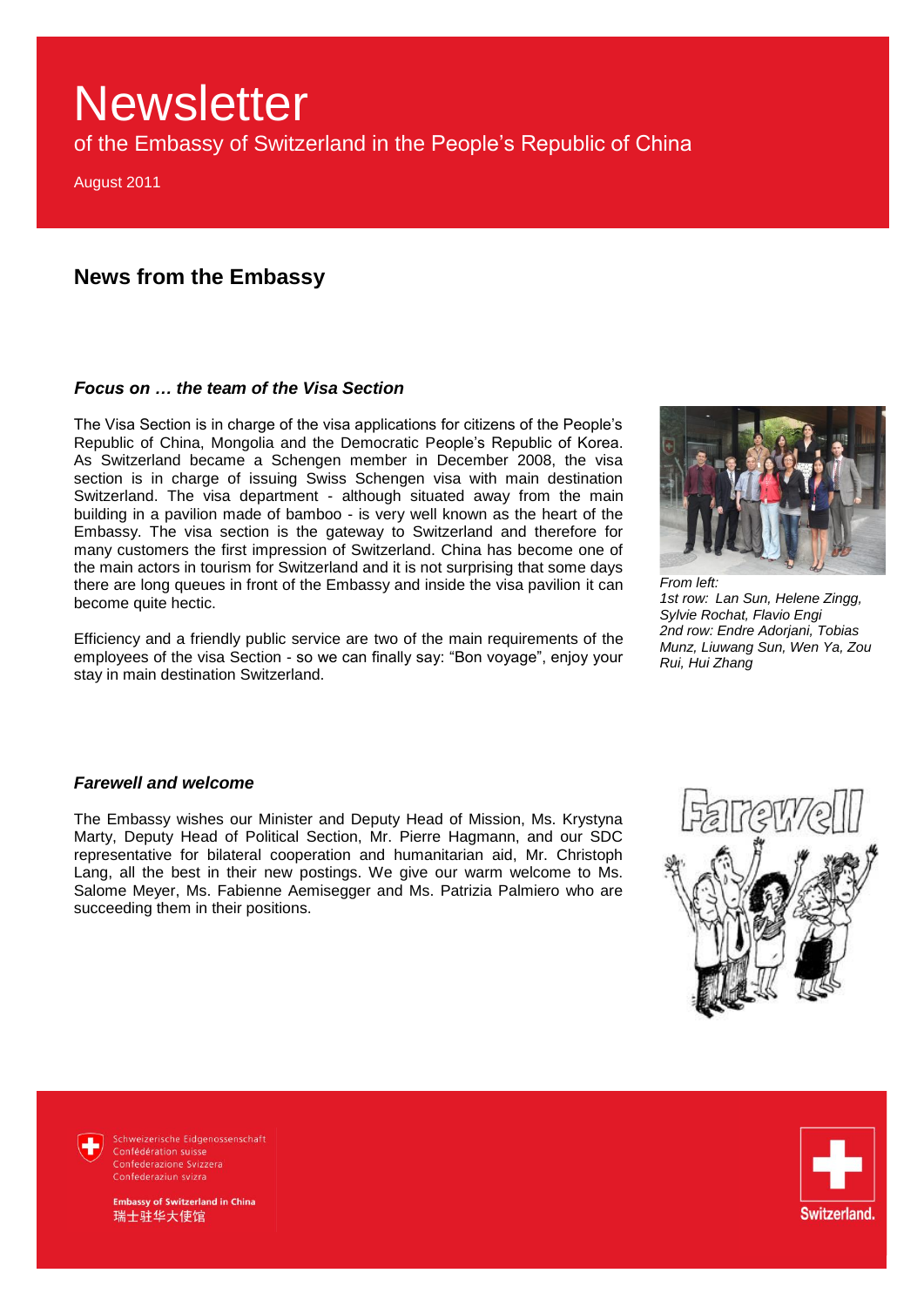# Newsletter

of the Embassy of Switzerland in the People's Republic of China

August 2011

## News from the Embassy

### *Focus on … the team of the Visa Section*

The Visa Section is in charge of the visa applications for citizens of the People's Republic of China, Mongolia and the Democratic People's Republic of Korea. As Switzerland became a Schengen member in December 2008, the visa section is in charge of issuing Swiss Schengen visa with main destination Switzerland. The visa department - although situated away from the main building in a pavilion made of bamboo - is very well known as the heart of the Embassy. The visa section is the gateway to Switzerland and therefore for many customers the first impression of Switzerland. China has become one of the main actors in tourism for Switzerland and it is not surprising that some days there are long queues in front of the Embassy and inside the visa pavilion it can become quite hectic.

Efficiency and a friendly public service are two of the main requirements of the employees of the visa Section - so we can finally say: "Bon voyage", enjoy your stay in main destination Switzerland.

*From left:*
*1st row: Lan Sun, Helene Zingg, Sylvie Rochat, Flavio Engi*
*2nd row: Endre Adorjani, Tobias Munz, Liuwang Sun, Wen Ya, Zou Rui, Hui Zhang*

### *Farewell and welcome*

The Embassy wishes our Minister and Deputy Head of Mission, Ms. Krystyna Marty, Deputy Head of Political Section, Mr. Pierre Hagmann, and our SDC representative for bilateral cooperation and humanitarian aid, Mr. Christoph Lang, all the best in their new postings. We give our warm welcome to Ms. Salome Meyer, Ms. Fabienne Aemisegger and Ms. Patrizia Palmiero who are succeeding them in their positions.

Schweizerische Eidgenossenschaft
Confédération suisse
Confederazione Svizzera
Confederaziun svizra

**Embassy of Switzerland in China**
瑞士驻华大使馆

Switzerland.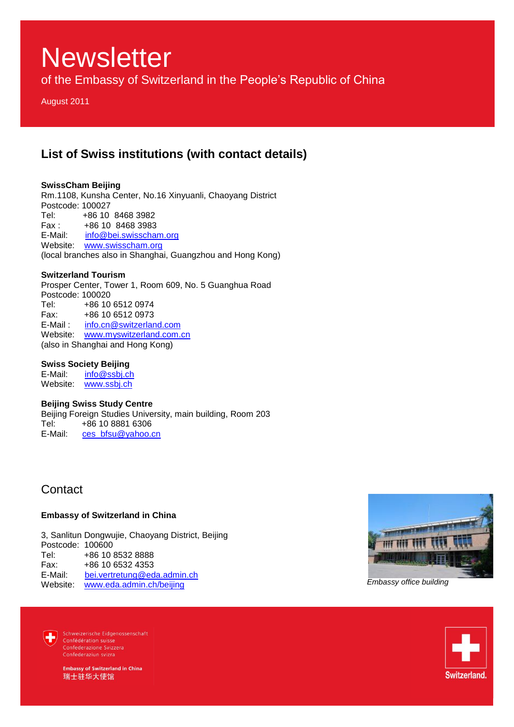# Newsletter

of the Embassy of Switzerland in the People's Republic of China

August 2011

## List of Swiss institutions (with contact details)

**SwissCham Beijing**
Rm.1108, Kunsha Center, No.16 Xinyuanli, Chaoyang District
Postcode: 100027
Tel: +86 10 8468 3982
Fax : +86 10 8468 3983
E-Mail: info@bei.swisscham.org
Website: www.swisscham.org
(local branches also in Shanghai, Guangzhou and Hong Kong)

**Switzerland Tourism**
Prosper Center, Tower 1, Room 609, No. 5 Guanghua Road
Postcode: 100020
Tel: +86 10 6512 0974
Fax: +86 10 6512 0973
E-Mail : info.cn@switzerland.com
Website: www.myswitzerland.com.cn
(also in Shanghai and Hong Kong)

**Swiss Society Beijing**
E-Mail: info@ssbj.ch
Website: www.ssbj.ch

**Beijing Swiss Study Centre**
Beijing Foreign Studies University, main building, Room 203
Tel: +86 10 8881 6306
E-Mail: ces_bfsu@yahoo.cn

## Contact

**Embassy of Switzerland in China**

3, Sanlitun Dongwujie, Chaoyang District, Beijing
Postcode: 100600
Tel: +86 10 8532 8888
Fax: +86 10 6532 4353
E-Mail: bei.vertretung@eda.admin.ch
Website: www.eda.admin.ch/beijing

*Embassy office building*

Schweizerische Eidgenossenschaft
Confédération suisse
Confederazione Svizzera
Confederaziun svizra

**Embassy of Switzerland in China**
瑞士驻华大使馆

Switzerland.